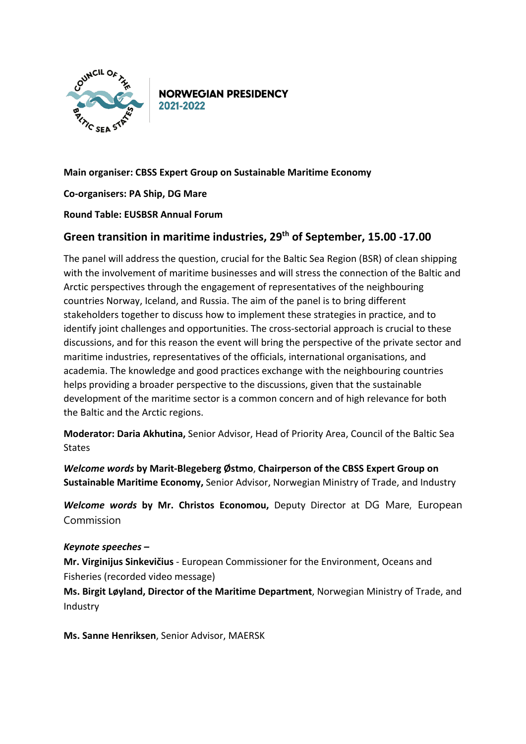**NORWEGIAN PRESIDENCY 2021-2022**

**Main organiser: CBSS Expert Group on Sustainable Maritime Economy**

**Co-organisers: PA Ship, DG Mare**

**Round Table: EUSBSR Annual Forum**

## Green transition in maritime industries, 29th of September, 15.00 -17.00

The panel will address the question, crucial for the Baltic Sea Region (BSR) of clean shipping with the involvement of maritime businesses and will stress the connection of the Baltic and Arctic perspectives through the engagement of representatives of the neighbouring countries Norway, Iceland, and Russia. The aim of the panel is to bring different stakeholders together to discuss how to implement these strategies in practice, and to identify joint challenges and opportunities. The cross-sectorial approach is crucial to these discussions, and for this reason the event will bring the perspective of the private sector and maritime industries, representatives of the officials, international organisations, and academia. The knowledge and good practices exchange with the neighbouring countries helps providing a broader perspective to the discussions, given that the sustainable development of the maritime sector is a common concern and of high relevance for both the Baltic and the Arctic regions.

**Moderator: Daria Akhutina,** Senior Advisor, Head of Priority Area, Council of the Baltic Sea States

***Welcome words*** **by Marit-Blegeberg Østmo**, **Chairperson of the CBSS Expert Group on Sustainable Maritime Economy,** Senior Advisor, Norwegian Ministry of Trade, and Industry

***Welcome words*** **by Mr. Christos Economou,** Deputy Director at DG Mare, European Commission

***Keynote speeches –***

**Mr. Virginijus Sinkevičius** - European Commissioner for the Environment, Oceans and Fisheries (recorded video message)

**Ms. Birgit Løyland, Director of the Maritime Department**, Norwegian Ministry of Trade, and Industry

**Ms. Sanne Henriksen**, Senior Advisor, MAERSK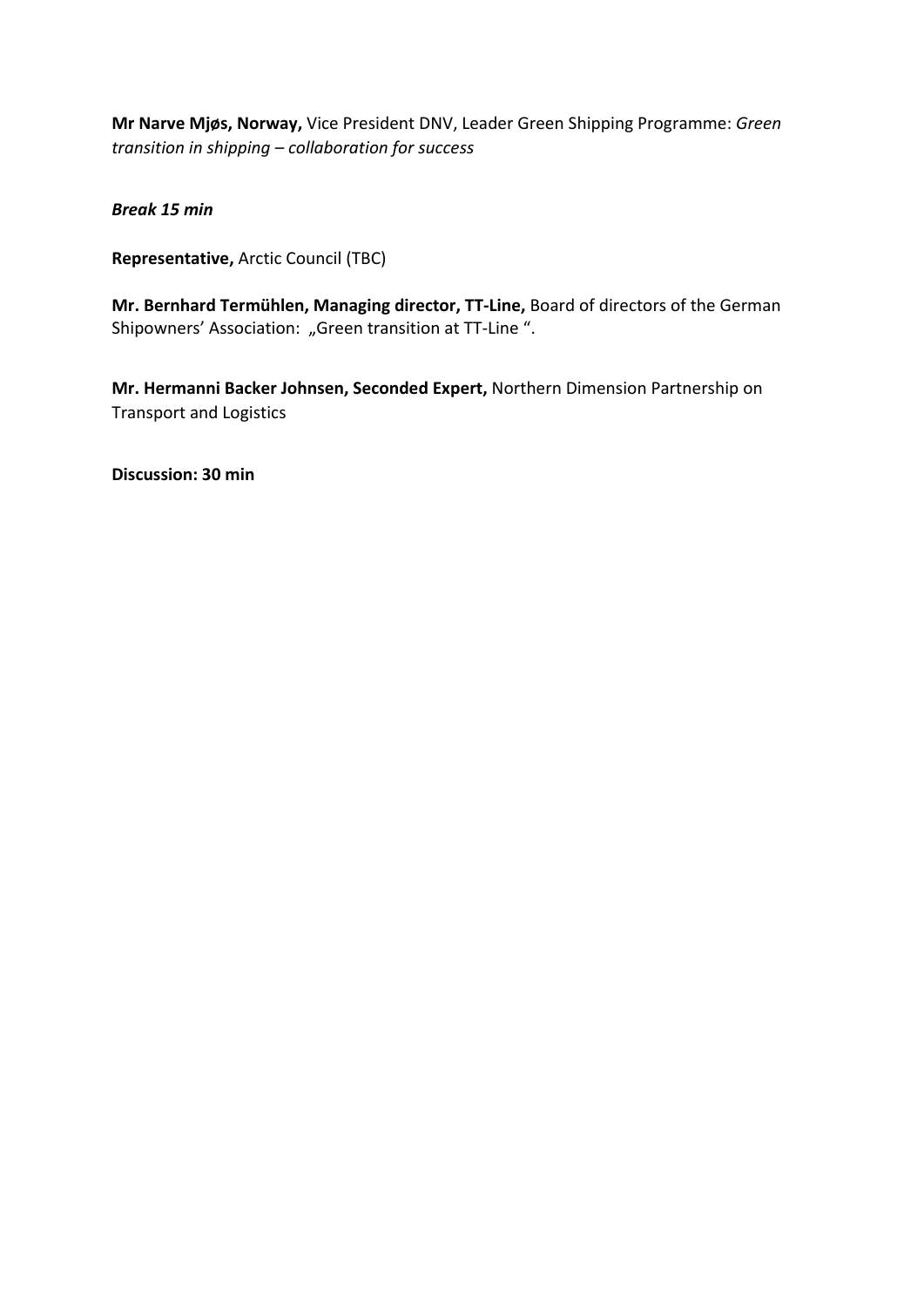**Mr Narve Mjøs, Norway,** Vice President DNV, Leader Green Shipping Programme: *Green transition in shipping – collaboration for success*

***Break 15 min***

**Representative,** Arctic Council (TBC)

**Mr. Bernhard Termühlen, Managing director, TT-Line,** Board of directors of the German Shipowners' Association: „Green transition at TT-Line ".

**Mr. Hermanni Backer Johnsen, Seconded Expert,** Northern Dimension Partnership on Transport and Logistics

**Discussion: 30 min**